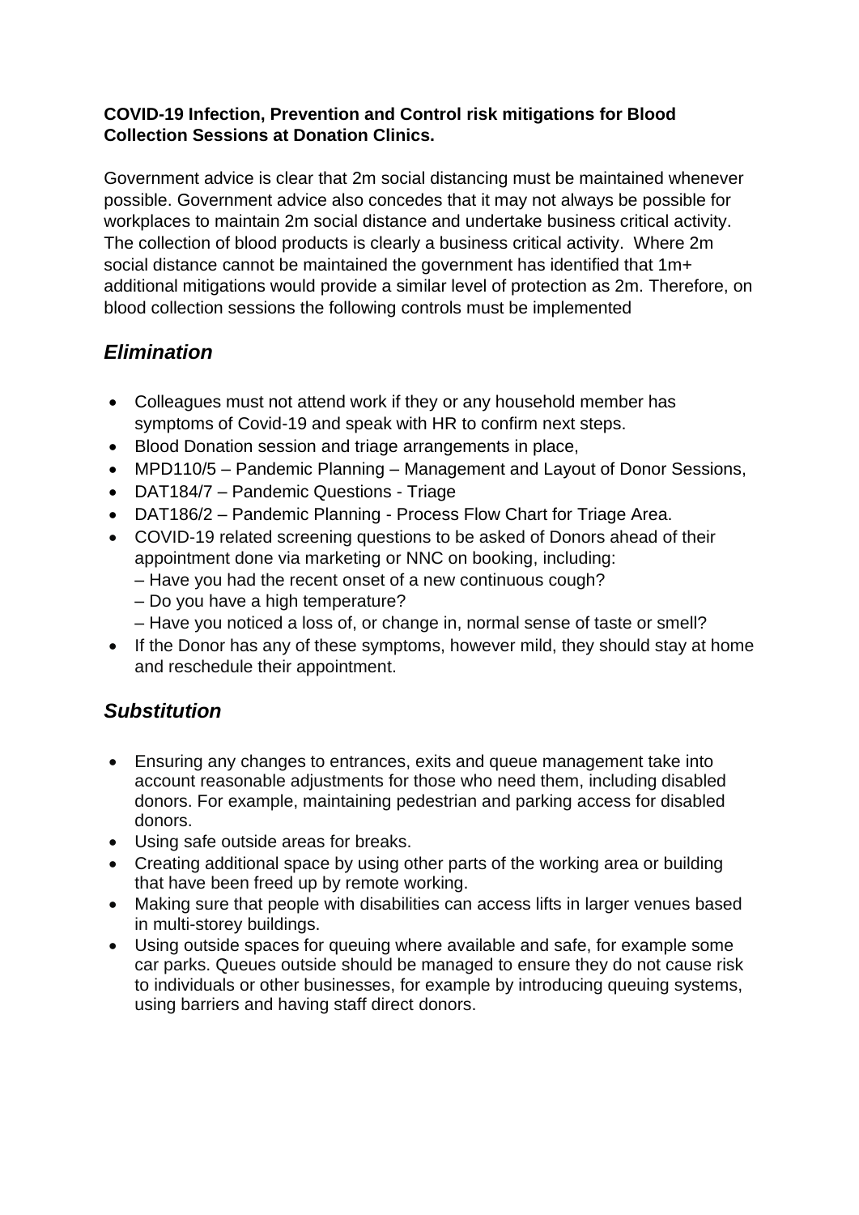**COVID-19 Infection, Prevention and Control risk mitigations for Blood Collection Sessions at Donation Clinics.**

Government advice is clear that 2m social distancing must be maintained whenever possible. Government advice also concedes that it may not always be possible for workplaces to maintain 2m social distance and undertake business critical activity. The collection of blood products is clearly a business critical activity. Where 2m social distance cannot be maintained the government has identified that 1m+ additional mitigations would provide a similar level of protection as 2m. Therefore, on blood collection sessions the following controls must be implemented

## *Elimination*

- Colleagues must not attend work if they or any household member has symptoms of Covid-19 and speak with HR to confirm next steps.
- Blood Donation session and triage arrangements in place,
- MPD110/5 – Pandemic Planning – Management and Layout of Donor Sessions,
- DAT184/7 – Pandemic Questions - Triage
- DAT186/2 – Pandemic Planning - Process Flow Chart for Triage Area.
- COVID-19 related screening questions to be asked of Donors ahead of their appointment done via marketing or NNC on booking, including:
  – Have you had the recent onset of a new continuous cough?
  – Do you have a high temperature?
  – Have you noticed a loss of, or change in, normal sense of taste or smell?
- If the Donor has any of these symptoms, however mild, they should stay at home and reschedule their appointment.

## *Substitution*

- Ensuring any changes to entrances, exits and queue management take into account reasonable adjustments for those who need them, including disabled donors. For example, maintaining pedestrian and parking access for disabled donors.
- Using safe outside areas for breaks.
- Creating additional space by using other parts of the working area or building that have been freed up by remote working.
- Making sure that people with disabilities can access lifts in larger venues based in multi-storey buildings.
- Using outside spaces for queuing where available and safe, for example some car parks. Queues outside should be managed to ensure they do not cause risk to individuals or other businesses, for example by introducing queuing systems, using barriers and having staff direct donors.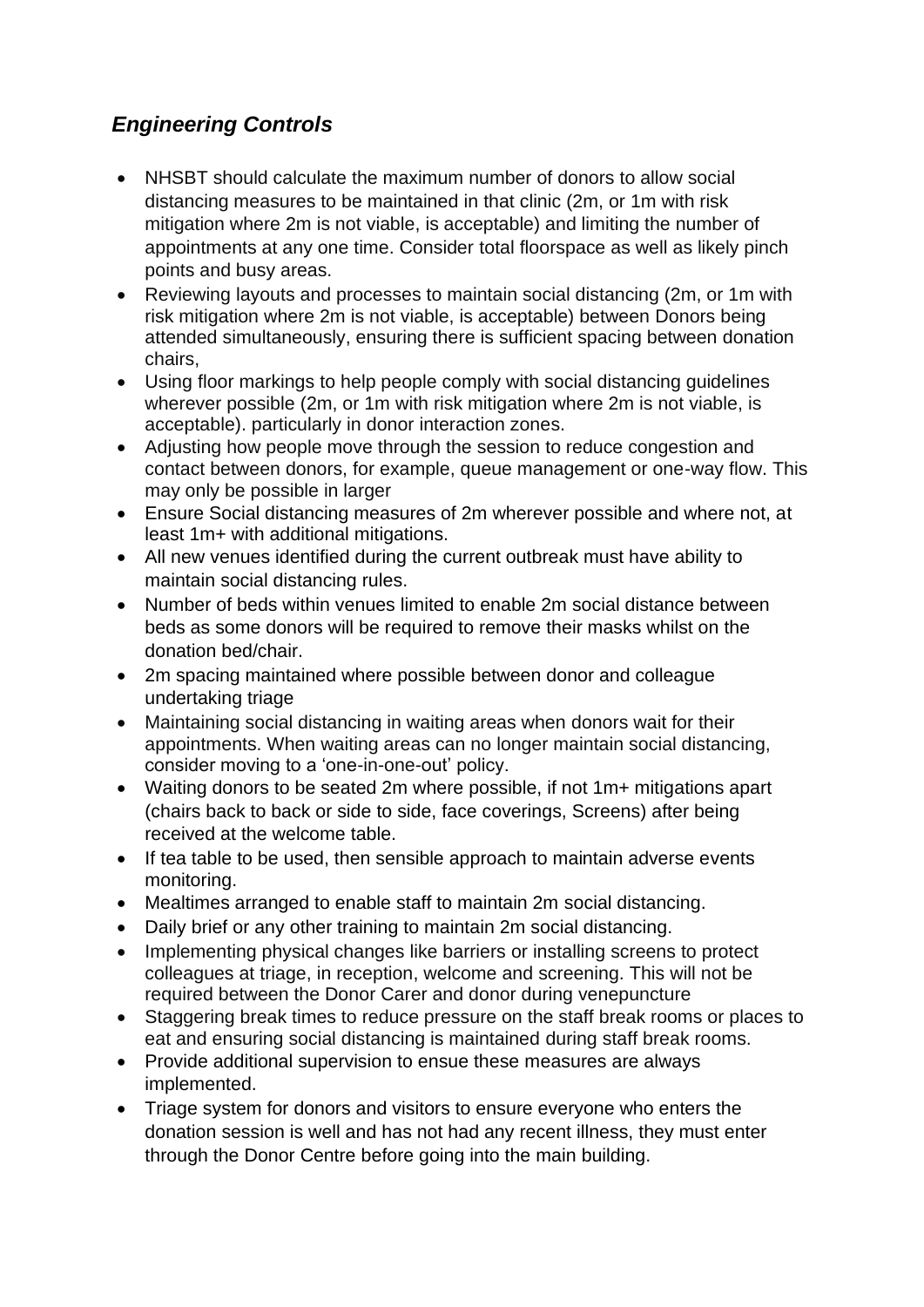## *Engineering Controls*

- NHSBT should calculate the maximum number of donors to allow social distancing measures to be maintained in that clinic (2m, or 1m with risk mitigation where 2m is not viable, is acceptable) and limiting the number of appointments at any one time. Consider total floorspace as well as likely pinch points and busy areas.
- Reviewing layouts and processes to maintain social distancing (2m, or 1m with risk mitigation where 2m is not viable, is acceptable) between Donors being attended simultaneously, ensuring there is sufficient spacing between donation chairs,
- Using floor markings to help people comply with social distancing guidelines wherever possible (2m, or 1m with risk mitigation where 2m is not viable, is acceptable). particularly in donor interaction zones.
- Adjusting how people move through the session to reduce congestion and contact between donors, for example, queue management or one-way flow. This may only be possible in larger
- Ensure Social distancing measures of 2m wherever possible and where not, at least 1m+ with additional mitigations.
- All new venues identified during the current outbreak must have ability to maintain social distancing rules.
- Number of beds within venues limited to enable 2m social distance between beds as some donors will be required to remove their masks whilst on the donation bed/chair.
- 2m spacing maintained where possible between donor and colleague undertaking triage
- Maintaining social distancing in waiting areas when donors wait for their appointments. When waiting areas can no longer maintain social distancing, consider moving to a 'one-in-one-out' policy.
- Waiting donors to be seated 2m where possible, if not 1m+ mitigations apart (chairs back to back or side to side, face coverings, Screens) after being received at the welcome table.
- If tea table to be used, then sensible approach to maintain adverse events monitoring.
- Mealtimes arranged to enable staff to maintain 2m social distancing.
- Daily brief or any other training to maintain 2m social distancing.
- Implementing physical changes like barriers or installing screens to protect colleagues at triage, in reception, welcome and screening. This will not be required between the Donor Carer and donor during venepuncture
- Staggering break times to reduce pressure on the staff break rooms or places to eat and ensuring social distancing is maintained during staff break rooms.
- Provide additional supervision to ensue these measures are always implemented.
- Triage system for donors and visitors to ensure everyone who enters the donation session is well and has not had any recent illness, they must enter through the Donor Centre before going into the main building.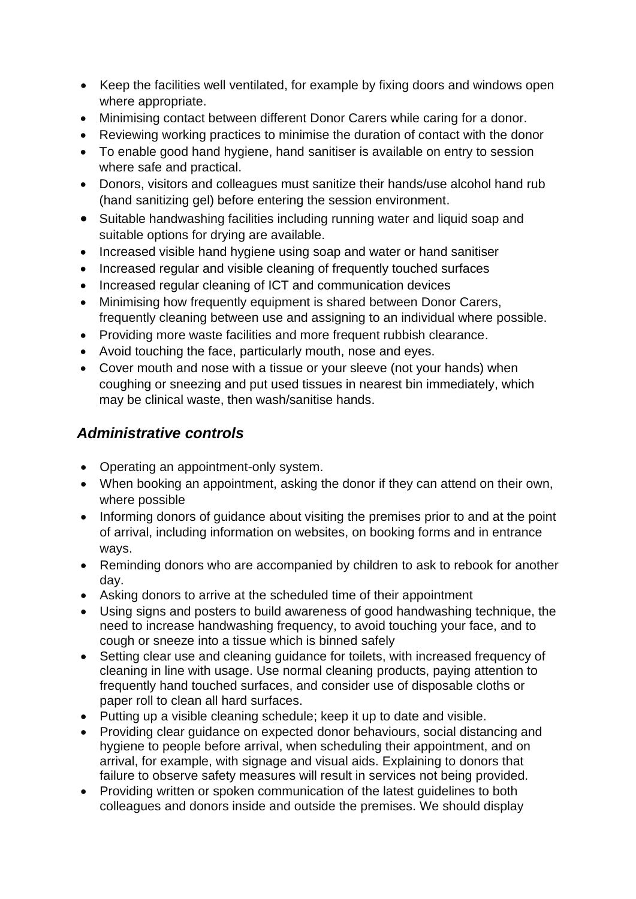- Keep the facilities well ventilated, for example by fixing doors and windows open where appropriate.
- Minimising contact between different Donor Carers while caring for a donor.
- Reviewing working practices to minimise the duration of contact with the donor
- To enable good hand hygiene, hand sanitiser is available on entry to session where safe and practical.
- Donors, visitors and colleagues must sanitize their hands/use alcohol hand rub (hand sanitizing gel) before entering the session environment.
- Suitable handwashing facilities including running water and liquid soap and suitable options for drying are available.
- Increased visible hand hygiene using soap and water or hand sanitiser
- Increased regular and visible cleaning of frequently touched surfaces
- Increased regular cleaning of ICT and communication devices
- Minimising how frequently equipment is shared between Donor Carers, frequently cleaning between use and assigning to an individual where possible.
- Providing more waste facilities and more frequent rubbish clearance.
- Avoid touching the face, particularly mouth, nose and eyes.
- Cover mouth and nose with a tissue or your sleeve (not your hands) when coughing or sneezing and put used tissues in nearest bin immediately, which may be clinical waste, then wash/sanitise hands.

### *Administrative controls*

- Operating an appointment-only system.
- When booking an appointment, asking the donor if they can attend on their own, where possible
- Informing donors of guidance about visiting the premises prior to and at the point of arrival, including information on websites, on booking forms and in entrance ways.
- Reminding donors who are accompanied by children to ask to rebook for another day.
- Asking donors to arrive at the scheduled time of their appointment
- Using signs and posters to build awareness of good handwashing technique, the need to increase handwashing frequency, to avoid touching your face, and to cough or sneeze into a tissue which is binned safely
- Setting clear use and cleaning guidance for toilets, with increased frequency of cleaning in line with usage. Use normal cleaning products, paying attention to frequently hand touched surfaces, and consider use of disposable cloths or paper roll to clean all hard surfaces.
- Putting up a visible cleaning schedule; keep it up to date and visible.
- Providing clear guidance on expected donor behaviours, social distancing and hygiene to people before arrival, when scheduling their appointment, and on arrival, for example, with signage and visual aids. Explaining to donors that failure to observe safety measures will result in services not being provided.
- Providing written or spoken communication of the latest guidelines to both colleagues and donors inside and outside the premises. We should display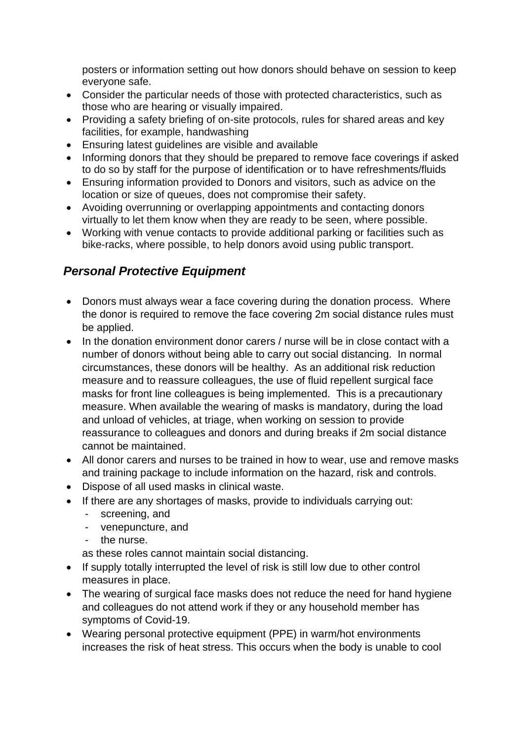posters or information setting out how donors should behave on session to keep everyone safe.

- Consider the particular needs of those with protected characteristics, such as those who are hearing or visually impaired.
- Providing a safety briefing of on-site protocols, rules for shared areas and key facilities, for example, handwashing
- Ensuring latest guidelines are visible and available
- Informing donors that they should be prepared to remove face coverings if asked to do so by staff for the purpose of identification or to have refreshments/fluids
- Ensuring information provided to Donors and visitors, such as advice on the location or size of queues, does not compromise their safety.
- Avoiding overrunning or overlapping appointments and contacting donors virtually to let them know when they are ready to be seen, where possible.
- Working with venue contacts to provide additional parking or facilities such as bike-racks, where possible, to help donors avoid using public transport.

## *Personal Protective Equipment*

- Donors must always wear a face covering during the donation process. Where the donor is required to remove the face covering 2m social distance rules must be applied.
- In the donation environment donor carers / nurse will be in close contact with a number of donors without being able to carry out social distancing. In normal circumstances, these donors will be healthy. As an additional risk reduction measure and to reassure colleagues, the use of fluid repellent surgical face masks for front line colleagues is being implemented. This is a precautionary measure. When available the wearing of masks is mandatory, during the load and unload of vehicles, at triage, when working on session to provide reassurance to colleagues and donors and during breaks if 2m social distance cannot be maintained.
- All donor carers and nurses to be trained in how to wear, use and remove masks and training package to include information on the hazard, risk and controls.
- Dispose of all used masks in clinical waste.
- If there are any shortages of masks, provide to individuals carrying out:
  - screening, and
  - venepuncture, and
  - the nurse.

  as these roles cannot maintain social distancing.
- If supply totally interrupted the level of risk is still low due to other control measures in place.
- The wearing of surgical face masks does not reduce the need for hand hygiene and colleagues do not attend work if they or any household member has symptoms of Covid-19.
- Wearing personal protective equipment (PPE) in warm/hot environments increases the risk of heat stress. This occurs when the body is unable to cool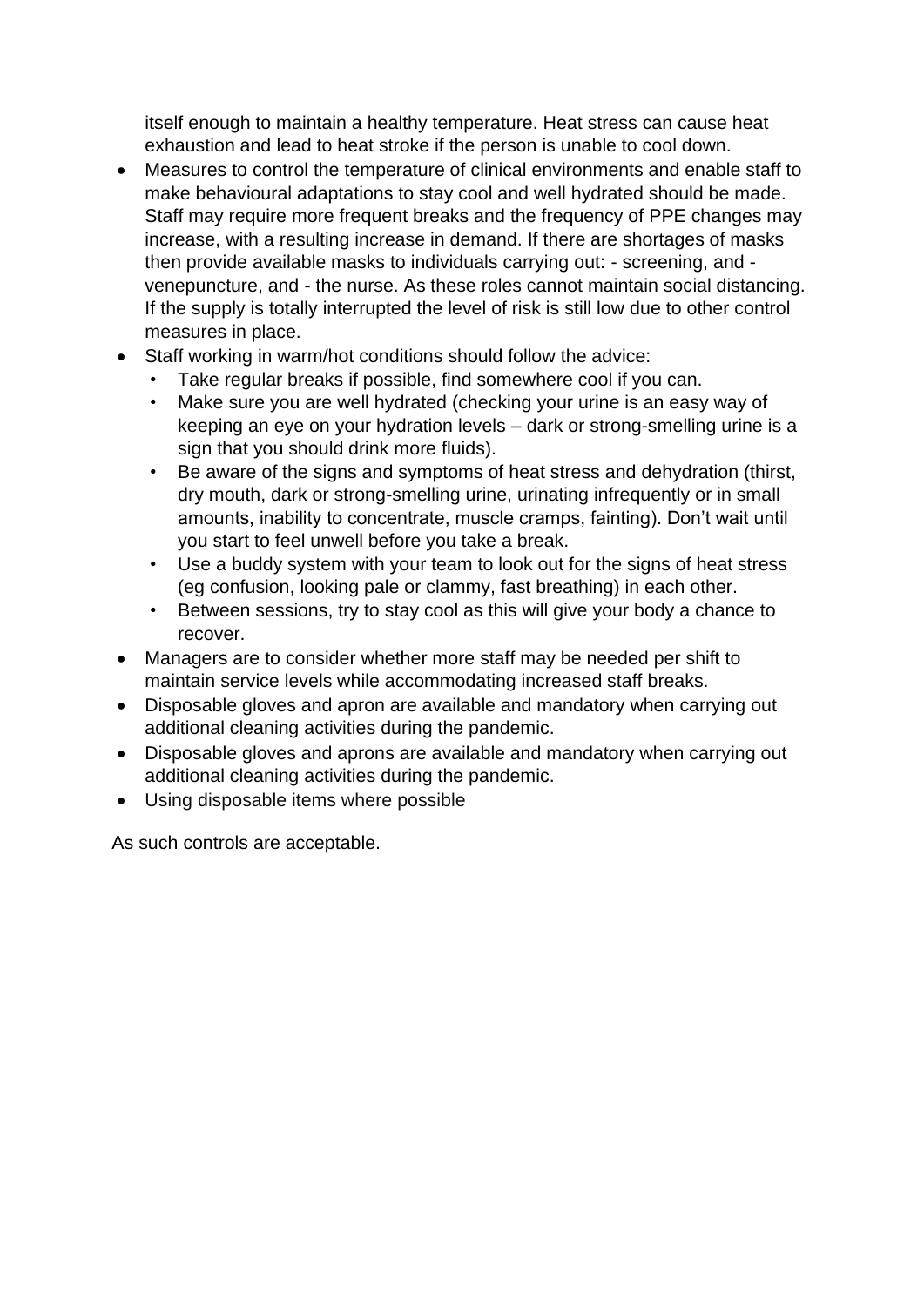itself enough to maintain a healthy temperature. Heat stress can cause heat exhaustion and lead to heat stroke if the person is unable to cool down.

- Measures to control the temperature of clinical environments and enable staff to make behavioural adaptations to stay cool and well hydrated should be made. Staff may require more frequent breaks and the frequency of PPE changes may increase, with a resulting increase in demand. If there are shortages of masks then provide available masks to individuals carrying out: - screening, and - venepuncture, and - the nurse. As these roles cannot maintain social distancing. If the supply is totally interrupted the level of risk is still low due to other control measures in place.
- Staff working in warm/hot conditions should follow the advice:
  - Take regular breaks if possible, find somewhere cool if you can.
  - Make sure you are well hydrated (checking your urine is an easy way of keeping an eye on your hydration levels – dark or strong-smelling urine is a sign that you should drink more fluids).
  - Be aware of the signs and symptoms of heat stress and dehydration (thirst, dry mouth, dark or strong-smelling urine, urinating infrequently or in small amounts, inability to concentrate, muscle cramps, fainting). Don't wait until you start to feel unwell before you take a break.
  - Use a buddy system with your team to look out for the signs of heat stress (eg confusion, looking pale or clammy, fast breathing) in each other.
  - Between sessions, try to stay cool as this will give your body a chance to recover.
- Managers are to consider whether more staff may be needed per shift to maintain service levels while accommodating increased staff breaks.
- Disposable gloves and apron are available and mandatory when carrying out additional cleaning activities during the pandemic.
- Disposable gloves and aprons are available and mandatory when carrying out additional cleaning activities during the pandemic.
- Using disposable items where possible

As such controls are acceptable.